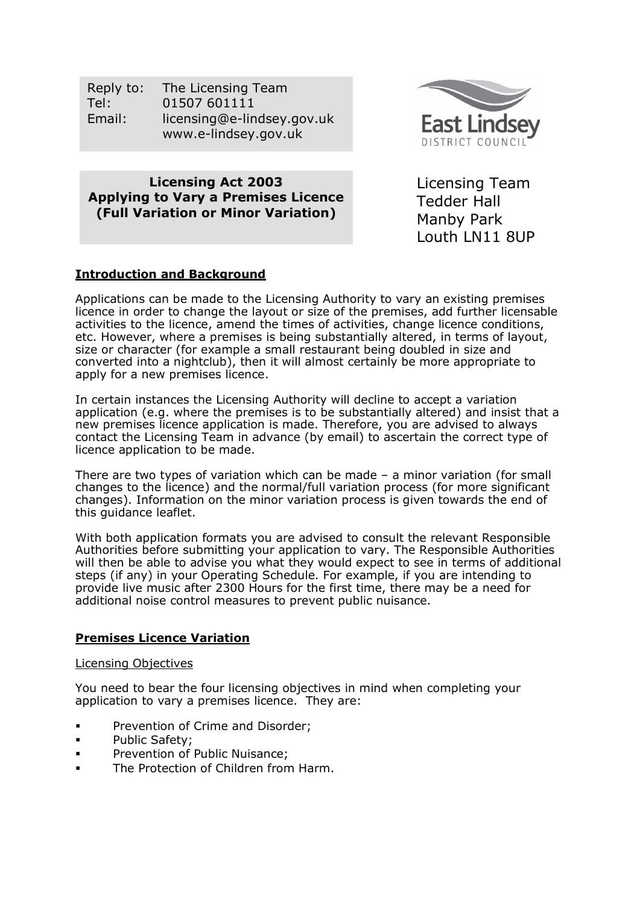Reply to: The Licensing Team
Tel: 01507 601111
Email: licensing@e-lindsey.gov.uk
www.e-lindsey.gov.uk

East Lindsey
DISTRICT COUNCIL

**Licensing Act 2003**
**Applying to Vary a Premises Licence**
**(Full Variation or Minor Variation)**

Licensing Team
Tedder Hall
Manby Park
Louth LN11 8UP

## Introduction and Background

Applications can be made to the Licensing Authority to vary an existing premises licence in order to change the layout or size of the premises, add further licensable activities to the licence, amend the times of activities, change licence conditions, etc. However, where a premises is being substantially altered, in terms of layout, size or character (for example a small restaurant being doubled in size and converted into a nightclub), then it will almost certainly be more appropriate to apply for a new premises licence.

In certain instances the Licensing Authority will decline to accept a variation application (e.g. where the premises is to be substantially altered) and insist that a new premises licence application is made. Therefore, you are advised to always contact the Licensing Team in advance (by email) to ascertain the correct type of licence application to be made.

There are two types of variation which can be made – a minor variation (for small changes to the licence) and the normal/full variation process (for more significant changes). Information on the minor variation process is given towards the end of this guidance leaflet.

With both application formats you are advised to consult the relevant Responsible Authorities before submitting your application to vary. The Responsible Authorities will then be able to advise you what they would expect to see in terms of additional steps (if any) in your Operating Schedule. For example, if you are intending to provide live music after 2300 Hours for the first time, there may be a need for additional noise control measures to prevent public nuisance.

## Premises Licence Variation

### Licensing Objectives

You need to bear the four licensing objectives in mind when completing your application to vary a premises licence. They are:

- Prevention of Crime and Disorder;
- Public Safety;
- Prevention of Public Nuisance;
- The Protection of Children from Harm.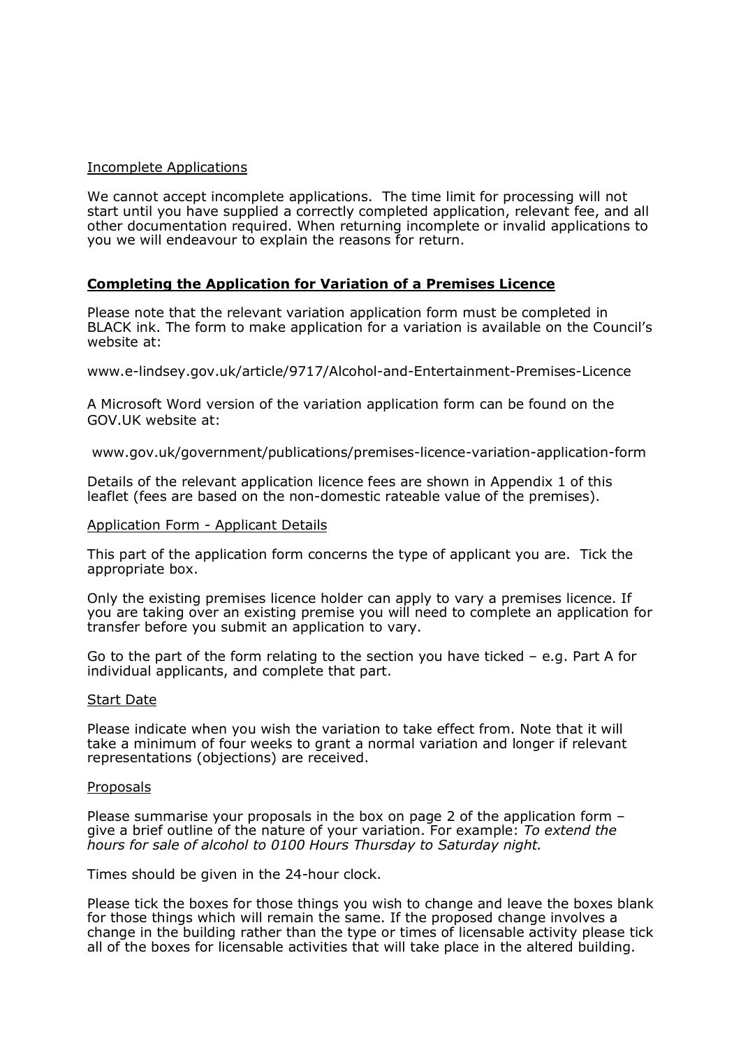Incomplete Applications

We cannot accept incomplete applications. The time limit for processing will not start until you have supplied a correctly completed application, relevant fee, and all other documentation required. When returning incomplete or invalid applications to you we will endeavour to explain the reasons for return.

## Completing the Application for Variation of a Premises Licence

Please note that the relevant variation application form must be completed in BLACK ink. The form to make application for a variation is available on the Council's website at:

www.e-lindsey.gov.uk/article/9717/Alcohol-and-Entertainment-Premises-Licence

A Microsoft Word version of the variation application form can be found on the GOV.UK website at:

www.gov.uk/government/publications/premises-licence-variation-application-form

Details of the relevant application licence fees are shown in Appendix 1 of this leaflet (fees are based on the non-domestic rateable value of the premises).

Application Form - Applicant Details

This part of the application form concerns the type of applicant you are. Tick the appropriate box.

Only the existing premises licence holder can apply to vary a premises licence. If you are taking over an existing premise you will need to complete an application for transfer before you submit an application to vary.

Go to the part of the form relating to the section you have ticked – e.g. Part A for individual applicants, and complete that part.

Start Date

Please indicate when you wish the variation to take effect from. Note that it will take a minimum of four weeks to grant a normal variation and longer if relevant representations (objections) are received.

Proposals

Please summarise your proposals in the box on page 2 of the application form – give a brief outline of the nature of your variation. For example: *To extend the hours for sale of alcohol to 0100 Hours Thursday to Saturday night.*

Times should be given in the 24-hour clock.

Please tick the boxes for those things you wish to change and leave the boxes blank for those things which will remain the same. If the proposed change involves a change in the building rather than the type or times of licensable activity please tick all of the boxes for licensable activities that will take place in the altered building.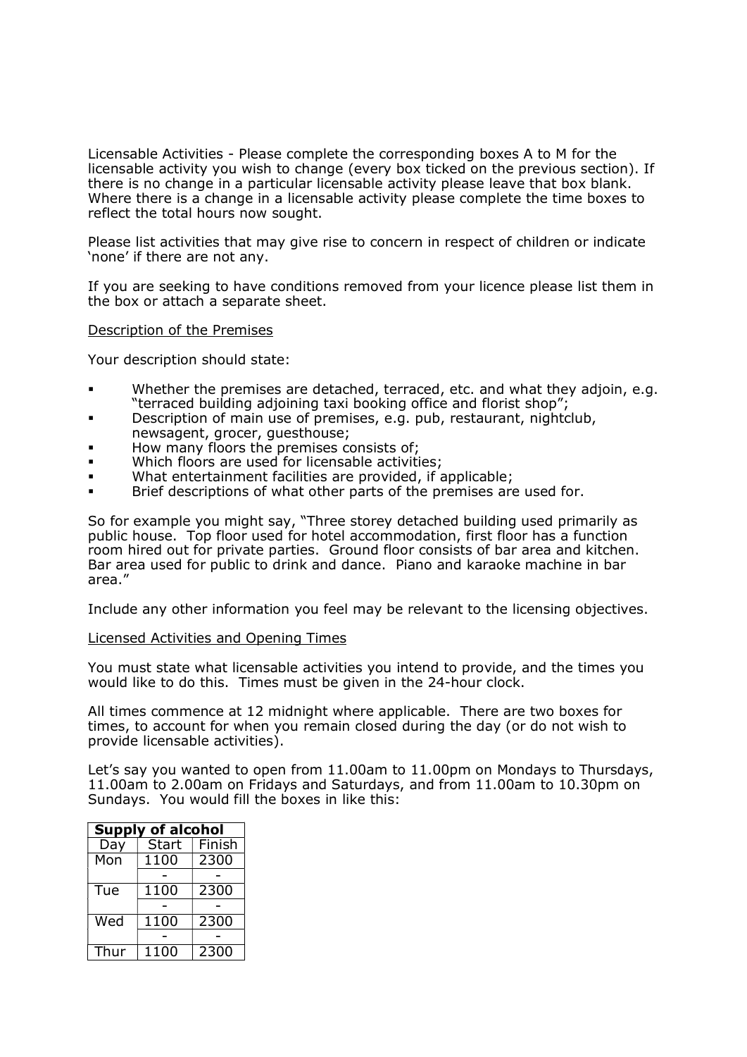Licensable Activities - Please complete the corresponding boxes A to M for the licensable activity you wish to change (every box ticked on the previous section). If there is no change in a particular licensable activity please leave that box blank. Where there is a change in a licensable activity please complete the time boxes to reflect the total hours now sought.

Please list activities that may give rise to concern in respect of children or indicate 'none' if there are not any.

If you are seeking to have conditions removed from your licence please list them in the box or attach a separate sheet.

Description of the Premises

Your description should state:

- Whether the premises are detached, terraced, etc. and what they adjoin, e.g. "terraced building adjoining taxi booking office and florist shop";
- Description of main use of premises, e.g. pub, restaurant, nightclub, newsagent, grocer, guesthouse;
- How many floors the premises consists of;
- Which floors are used for licensable activities;
- What entertainment facilities are provided, if applicable;
- Brief descriptions of what other parts of the premises are used for.

So for example you might say, "Three storey detached building used primarily as public house. Top floor used for hotel accommodation, first floor has a function room hired out for private parties. Ground floor consists of bar area and kitchen. Bar area used for public to drink and dance. Piano and karaoke machine in bar area."

Include any other information you feel may be relevant to the licensing objectives.

Licensed Activities and Opening Times

You must state what licensable activities you intend to provide, and the times you would like to do this. Times must be given in the 24-hour clock.

All times commence at 12 midnight where applicable. There are two boxes for times, to account for when you remain closed during the day (or do not wish to provide licensable activities).

Let's say you wanted to open from 11.00am to 11.00pm on Mondays to Thursdays, 11.00am to 2.00am on Fridays and Saturdays, and from 11.00am to 10.30pm on Sundays. You would fill the boxes in like this:

| **Supply of alcohol** | | |
|---|---|---|
| Day | Start | Finish |
| Mon | 1100 | 2300 |
| | - | - |
| Tue | 1100 | 2300 |
| | - | - |
| Wed | 1100 | 2300 |
| | - | - |
| Thur | 1100 | 2300 |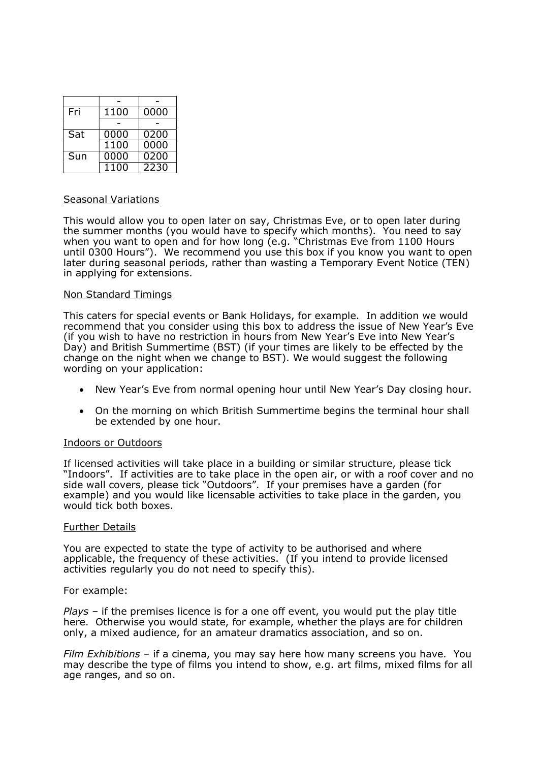|  | - | - |
| --- | --- | --- |
| Fri | 1100 | 0000 |
|  | - | - |
| Sat | 0000 | 0200 |
|  | 1100 | 0000 |
| Sun | 0000 | 0200 |
|  | 1100 | 2230 |

Seasonal Variations

This would allow you to open later on say, Christmas Eve, or to open later during the summer months (you would have to specify which months). You need to say when you want to open and for how long (e.g. "Christmas Eve from 1100 Hours until 0300 Hours"). We recommend you use this box if you know you want to open later during seasonal periods, rather than wasting a Temporary Event Notice (TEN) in applying for extensions.

Non Standard Timings

This caters for special events or Bank Holidays, for example. In addition we would recommend that you consider using this box to address the issue of New Year's Eve (if you wish to have no restriction in hours from New Year's Eve into New Year's Day) and British Summertime (BST) (if your times are likely to be effected by the change on the night when we change to BST). We would suggest the following wording on your application:

- New Year's Eve from normal opening hour until New Year's Day closing hour.
- On the morning on which British Summertime begins the terminal hour shall be extended by one hour.

Indoors or Outdoors

If licensed activities will take place in a building or similar structure, please tick "Indoors". If activities are to take place in the open air, or with a roof cover and no side wall covers, please tick "Outdoors". If your premises have a garden (for example) and you would like licensable activities to take place in the garden, you would tick both boxes.

Further Details

You are expected to state the type of activity to be authorised and where applicable, the frequency of these activities. (If you intend to provide licensed activities regularly you do not need to specify this).

For example:

*Plays* – if the premises licence is for a one off event, you would put the play title here. Otherwise you would state, for example, whether the plays are for children only, a mixed audience, for an amateur dramatics association, and so on.

*Film Exhibitions* – if a cinema, you may say here how many screens you have. You may describe the type of films you intend to show, e.g. art films, mixed films for all age ranges, and so on.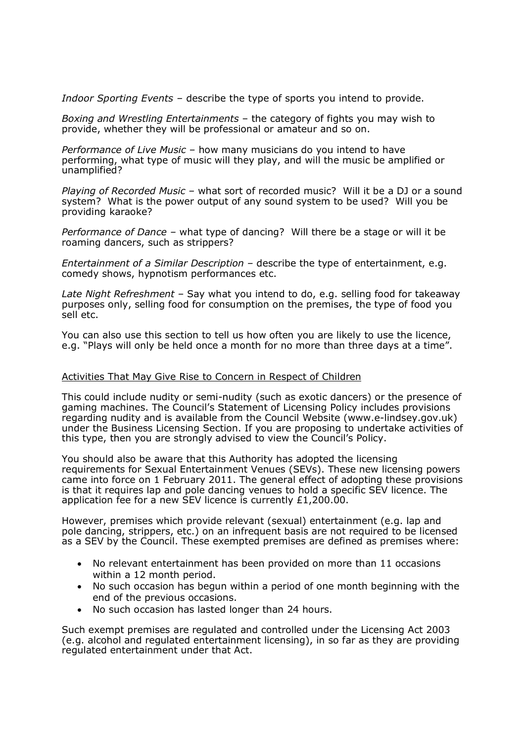*Indoor Sporting Events* – describe the type of sports you intend to provide.

*Boxing and Wrestling Entertainments* – the category of fights you may wish to provide, whether they will be professional or amateur and so on.

*Performance of Live Music* – how many musicians do you intend to have performing, what type of music will they play, and will the music be amplified or unamplified?

*Playing of Recorded Music* – what sort of recorded music? Will it be a DJ or a sound system? What is the power output of any sound system to be used? Will you be providing karaoke?

*Performance of Dance* – what type of dancing? Will there be a stage or will it be roaming dancers, such as strippers?

*Entertainment of a Similar Description* – describe the type of entertainment, e.g. comedy shows, hypnotism performances etc.

*Late Night Refreshment* – Say what you intend to do, e.g. selling food for takeaway purposes only, selling food for consumption on the premises, the type of food you sell etc.

You can also use this section to tell us how often you are likely to use the licence, e.g. "Plays will only be held once a month for no more than three days at a time".

<u>Activities That May Give Rise to Concern in Respect of Children</u>

This could include nudity or semi-nudity (such as exotic dancers) or the presence of gaming machines. The Council's Statement of Licensing Policy includes provisions regarding nudity and is available from the Council Website (www.e-lindsey.gov.uk) under the Business Licensing Section. If you are proposing to undertake activities of this type, then you are strongly advised to view the Council's Policy.

You should also be aware that this Authority has adopted the licensing requirements for Sexual Entertainment Venues (SEVs). These new licensing powers came into force on 1 February 2011. The general effect of adopting these provisions is that it requires lap and pole dancing venues to hold a specific SEV licence. The application fee for a new SEV licence is currently £1,200.00.

However, premises which provide relevant (sexual) entertainment (e.g. lap and pole dancing, strippers, etc.) on an infrequent basis are not required to be licensed as a SEV by the Council. These exempted premises are defined as premises where:

- No relevant entertainment has been provided on more than 11 occasions within a 12 month period.
- No such occasion has begun within a period of one month beginning with the end of the previous occasions.
- No such occasion has lasted longer than 24 hours.

Such exempt premises are regulated and controlled under the Licensing Act 2003 (e.g. alcohol and regulated entertainment licensing), in so far as they are providing regulated entertainment under that Act.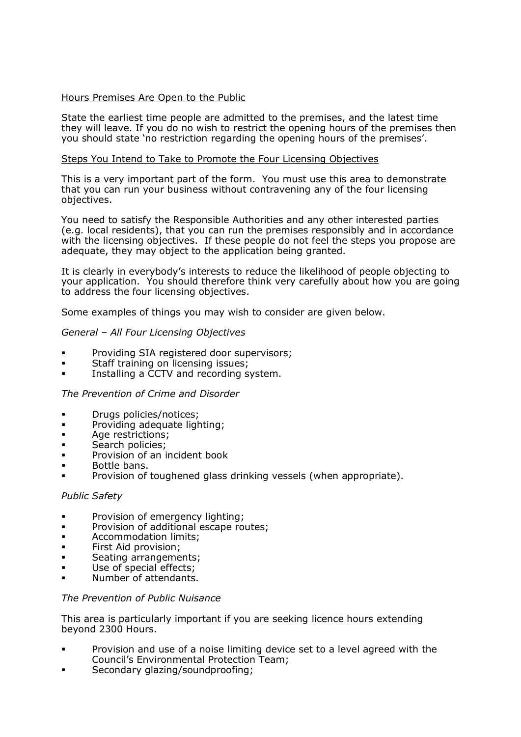<u>Hours Premises Are Open to the Public</u>

State the earliest time people are admitted to the premises, and the latest time they will leave. If you do no wish to restrict the opening hours of the premises then you should state 'no restriction regarding the opening hours of the premises'.

<u>Steps You Intend to Take to Promote the Four Licensing Objectives</u>

This is a very important part of the form. You must use this area to demonstrate that you can run your business without contravening any of the four licensing objectives.

You need to satisfy the Responsible Authorities and any other interested parties (e.g. local residents), that you can run the premises responsibly and in accordance with the licensing objectives. If these people do not feel the steps you propose are adequate, they may object to the application being granted.

It is clearly in everybody's interests to reduce the likelihood of people objecting to your application. You should therefore think very carefully about how you are going to address the four licensing objectives.

Some examples of things you may wish to consider are given below.

*General – All Four Licensing Objectives*

- Providing SIA registered door supervisors;
- Staff training on licensing issues;
- Installing a CCTV and recording system.

*The Prevention of Crime and Disorder*

- Drugs policies/notices;
- Providing adequate lighting;
- Age restrictions;
- Search policies;
- Provision of an incident book
- Bottle bans.
- Provision of toughened glass drinking vessels (when appropriate).

*Public Safety*

- Provision of emergency lighting;
- Provision of additional escape routes;
- Accommodation limits;
- First Aid provision;
- Seating arrangements;
- Use of special effects;
- Number of attendants.

*The Prevention of Public Nuisance*

This area is particularly important if you are seeking licence hours extending beyond 2300 Hours.

- Provision and use of a noise limiting device set to a level agreed with the Council's Environmental Protection Team;
- Secondary glazing/soundproofing;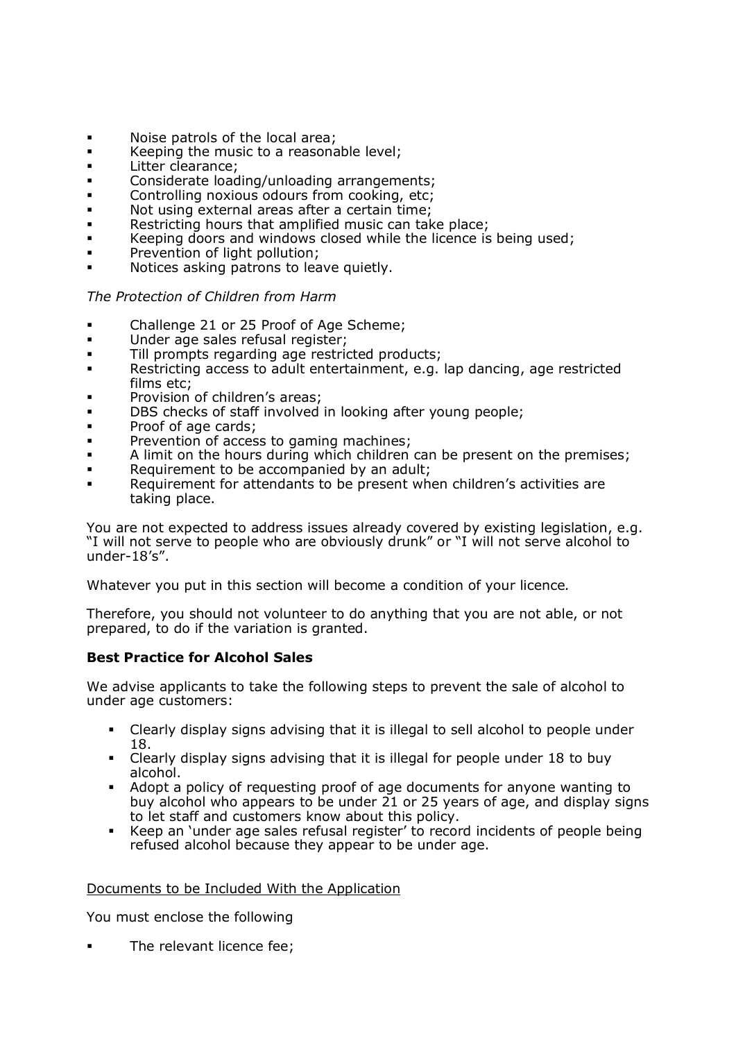- Noise patrols of the local area;
- Keeping the music to a reasonable level;
- Litter clearance;
- Considerate loading/unloading arrangements;
- Controlling noxious odours from cooking, etc;
- Not using external areas after a certain time;
- Restricting hours that amplified music can take place;
- Keeping doors and windows closed while the licence is being used;
- Prevention of light pollution;
- Notices asking patrons to leave quietly.

*The Protection of Children from Harm*

- Challenge 21 or 25 Proof of Age Scheme;
- Under age sales refusal register;
- Till prompts regarding age restricted products;
- Restricting access to adult entertainment, e.g. lap dancing, age restricted films etc;
- Provision of children's areas;
- DBS checks of staff involved in looking after young people;
- Proof of age cards;
- Prevention of access to gaming machines;
- A limit on the hours during which children can be present on the premises;
- Requirement to be accompanied by an adult;
- Requirement for attendants to be present when children's activities are taking place.

You are not expected to address issues already covered by existing legislation, e.g. "I will not serve to people who are obviously drunk" or "I will not serve alcohol to under-18's".

Whatever you put in this section will become a condition of your licence.

Therefore, you should not volunteer to do anything that you are not able, or not prepared, to do if the variation is granted.

**Best Practice for Alcohol Sales**

We advise applicants to take the following steps to prevent the sale of alcohol to under age customers:

- Clearly display signs advising that it is illegal to sell alcohol to people under 18.
- Clearly display signs advising that it is illegal for people under 18 to buy alcohol.
- Adopt a policy of requesting proof of age documents for anyone wanting to buy alcohol who appears to be under 21 or 25 years of age, and display signs to let staff and customers know about this policy.
- Keep an 'under age sales refusal register' to record incidents of people being refused alcohol because they appear to be under age.

<u>Documents to be Included With the Application</u>

You must enclose the following

- The relevant licence fee;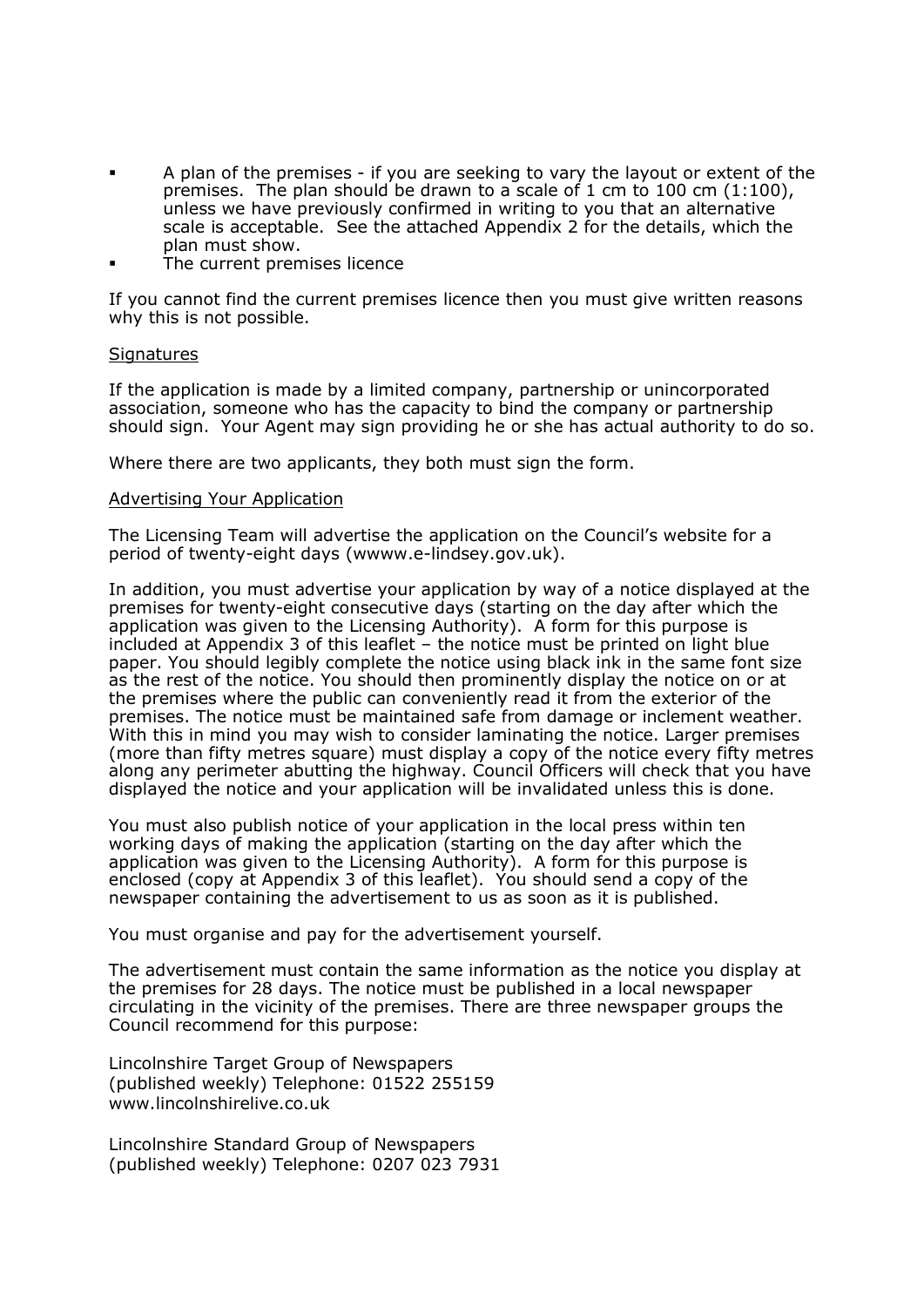- A plan of the premises - if you are seeking to vary the layout or extent of the premises. The plan should be drawn to a scale of 1 cm to 100 cm (1:100), unless we have previously confirmed in writing to you that an alternative scale is acceptable. See the attached Appendix 2 for the details, which the plan must show.
- The current premises licence

If you cannot find the current premises licence then you must give written reasons why this is not possible.

Signatures

If the application is made by a limited company, partnership or unincorporated association, someone who has the capacity to bind the company or partnership should sign. Your Agent may sign providing he or she has actual authority to do so.

Where there are two applicants, they both must sign the form.

Advertising Your Application

The Licensing Team will advertise the application on the Council's website for a period of twenty-eight days (wwww.e-lindsey.gov.uk).

In addition, you must advertise your application by way of a notice displayed at the premises for twenty-eight consecutive days (starting on the day after which the application was given to the Licensing Authority). A form for this purpose is included at Appendix 3 of this leaflet – the notice must be printed on light blue paper. You should legibly complete the notice using black ink in the same font size as the rest of the notice. You should then prominently display the notice on or at the premises where the public can conveniently read it from the exterior of the premises. The notice must be maintained safe from damage or inclement weather. With this in mind you may wish to consider laminating the notice. Larger premises (more than fifty metres square) must display a copy of the notice every fifty metres along any perimeter abutting the highway. Council Officers will check that you have displayed the notice and your application will be invalidated unless this is done.

You must also publish notice of your application in the local press within ten working days of making the application (starting on the day after which the application was given to the Licensing Authority). A form for this purpose is enclosed (copy at Appendix 3 of this leaflet). You should send a copy of the newspaper containing the advertisement to us as soon as it is published.

You must organise and pay for the advertisement yourself.

The advertisement must contain the same information as the notice you display at the premises for 28 days. The notice must be published in a local newspaper circulating in the vicinity of the premises. There are three newspaper groups the Council recommend for this purpose:

Lincolnshire Target Group of Newspapers
(published weekly) Telephone: 01522 255159
www.lincolnshirelive.co.uk

Lincolnshire Standard Group of Newspapers
(published weekly) Telephone: 0207 023 7931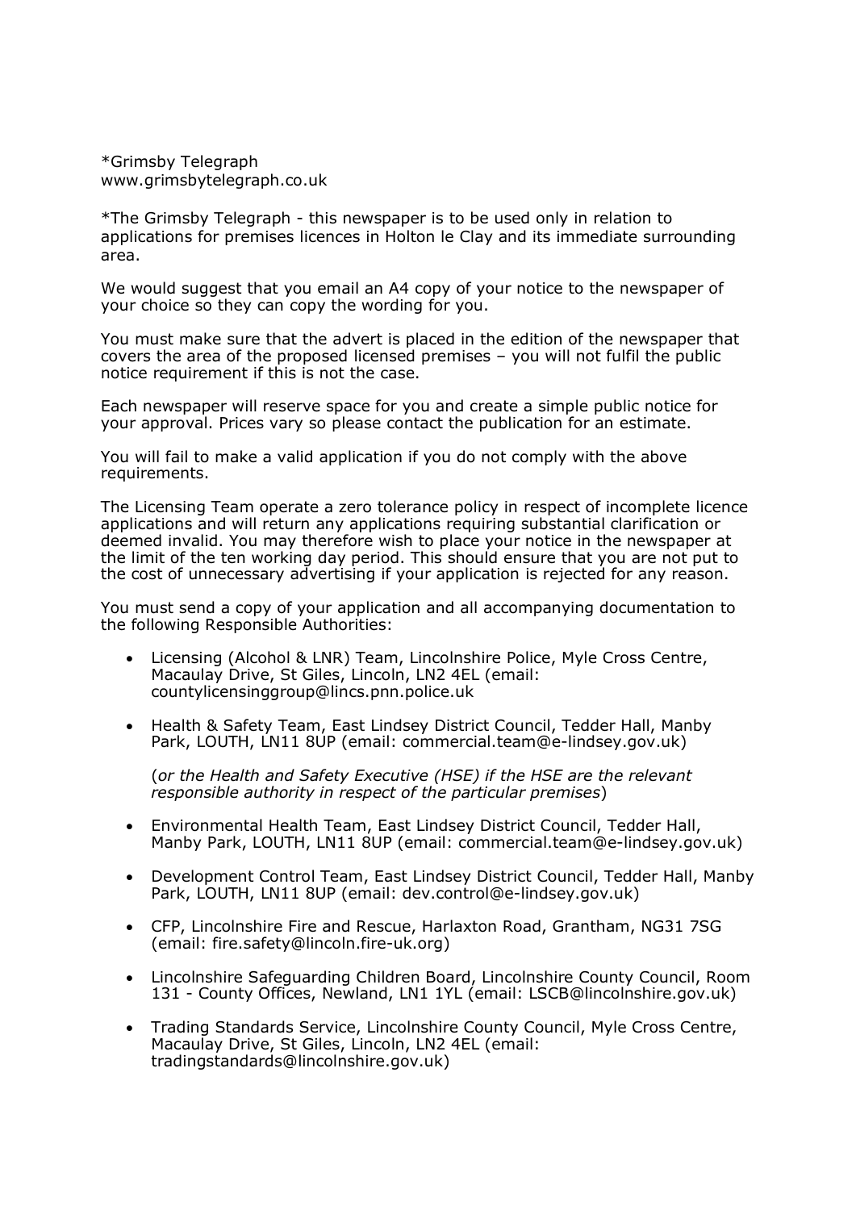*Grimsby Telegraph
www.grimsbytelegraph.co.uk

*The Grimsby Telegraph - this newspaper is to be used only in relation to applications for premises licences in Holton le Clay and its immediate surrounding area.

We would suggest that you email an A4 copy of your notice to the newspaper of your choice so they can copy the wording for you.

You must make sure that the advert is placed in the edition of the newspaper that covers the area of the proposed licensed premises – you will not fulfil the public notice requirement if this is not the case.

Each newspaper will reserve space for you and create a simple public notice for your approval. Prices vary so please contact the publication for an estimate.

You will fail to make a valid application if you do not comply with the above requirements.

The Licensing Team operate a zero tolerance policy in respect of incomplete licence applications and will return any applications requiring substantial clarification or deemed invalid. You may therefore wish to place your notice in the newspaper at the limit of the ten working day period. This should ensure that you are not put to the cost of unnecessary advertising if your application is rejected for any reason.

You must send a copy of your application and all accompanying documentation to the following Responsible Authorities:

- Licensing (Alcohol & LNR) Team, Lincolnshire Police, Myle Cross Centre, Macaulay Drive, St Giles, Lincoln, LN2 4EL (email: countylicensinggroup@lincs.pnn.police.uk

- Health & Safety Team, East Lindsey District Council, Tedder Hall, Manby Park, LOUTH, LN11 8UP (email: commercial.team@e-lindsey.gov.uk)

  (*or the Health and Safety Executive (HSE) if the HSE are the relevant responsible authority in respect of the particular premises*)

- Environmental Health Team, East Lindsey District Council, Tedder Hall, Manby Park, LOUTH, LN11 8UP (email: commercial.team@e-lindsey.gov.uk)

- Development Control Team, East Lindsey District Council, Tedder Hall, Manby Park, LOUTH, LN11 8UP (email: dev.control@e-lindsey.gov.uk)

- CFP, Lincolnshire Fire and Rescue, Harlaxton Road, Grantham, NG31 7SG (email: fire.safety@lincoln.fire-uk.org)

- Lincolnshire Safeguarding Children Board, Lincolnshire County Council, Room 131 - County Offices, Newland, LN1 1YL (email: LSCB@lincolnshire.gov.uk)

- Trading Standards Service, Lincolnshire County Council, Myle Cross Centre, Macaulay Drive, St Giles, Lincoln, LN2 4EL (email: tradingstandards@lincolnshire.gov.uk)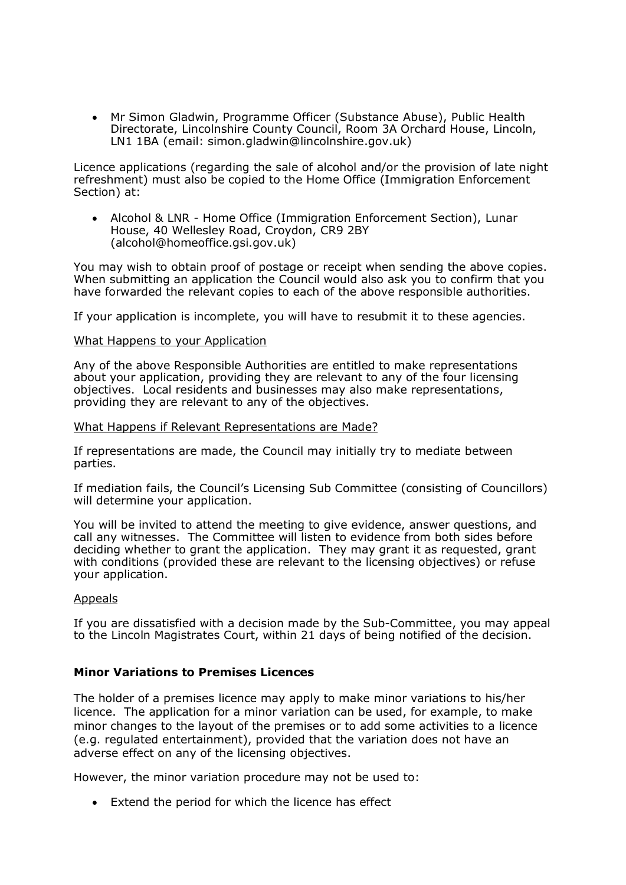- Mr Simon Gladwin, Programme Officer (Substance Abuse), Public Health Directorate, Lincolnshire County Council, Room 3A Orchard House, Lincoln, LN1 1BA (email: simon.gladwin@lincolnshire.gov.uk)

Licence applications (regarding the sale of alcohol and/or the provision of late night refreshment) must also be copied to the Home Office (Immigration Enforcement Section) at:

- Alcohol & LNR - Home Office (Immigration Enforcement Section), Lunar House, 40 Wellesley Road, Croydon, CR9 2BY (alcohol@homeoffice.gsi.gov.uk)

You may wish to obtain proof of postage or receipt when sending the above copies. When submitting an application the Council would also ask you to confirm that you have forwarded the relevant copies to each of the above responsible authorities.

If your application is incomplete, you will have to resubmit it to these agencies.

<u>What Happens to your Application</u>

Any of the above Responsible Authorities are entitled to make representations about your application, providing they are relevant to any of the four licensing objectives. Local residents and businesses may also make representations, providing they are relevant to any of the objectives.

<u>What Happens if Relevant Representations are Made?</u>

If representations are made, the Council may initially try to mediate between parties.

If mediation fails, the Council's Licensing Sub Committee (consisting of Councillors) will determine your application.

You will be invited to attend the meeting to give evidence, answer questions, and call any witnesses. The Committee will listen to evidence from both sides before deciding whether to grant the application. They may grant it as requested, grant with conditions (provided these are relevant to the licensing objectives) or refuse your application.

<u>Appeals</u>

If you are dissatisfied with a decision made by the Sub-Committee, you may appeal to the Lincoln Magistrates Court, within 21 days of being notified of the decision.

### Minor Variations to Premises Licences

The holder of a premises licence may apply to make minor variations to his/her licence. The application for a minor variation can be used, for example, to make minor changes to the layout of the premises or to add some activities to a licence (e.g. regulated entertainment), provided that the variation does not have an adverse effect on any of the licensing objectives.

However, the minor variation procedure may not be used to:

- Extend the period for which the licence has effect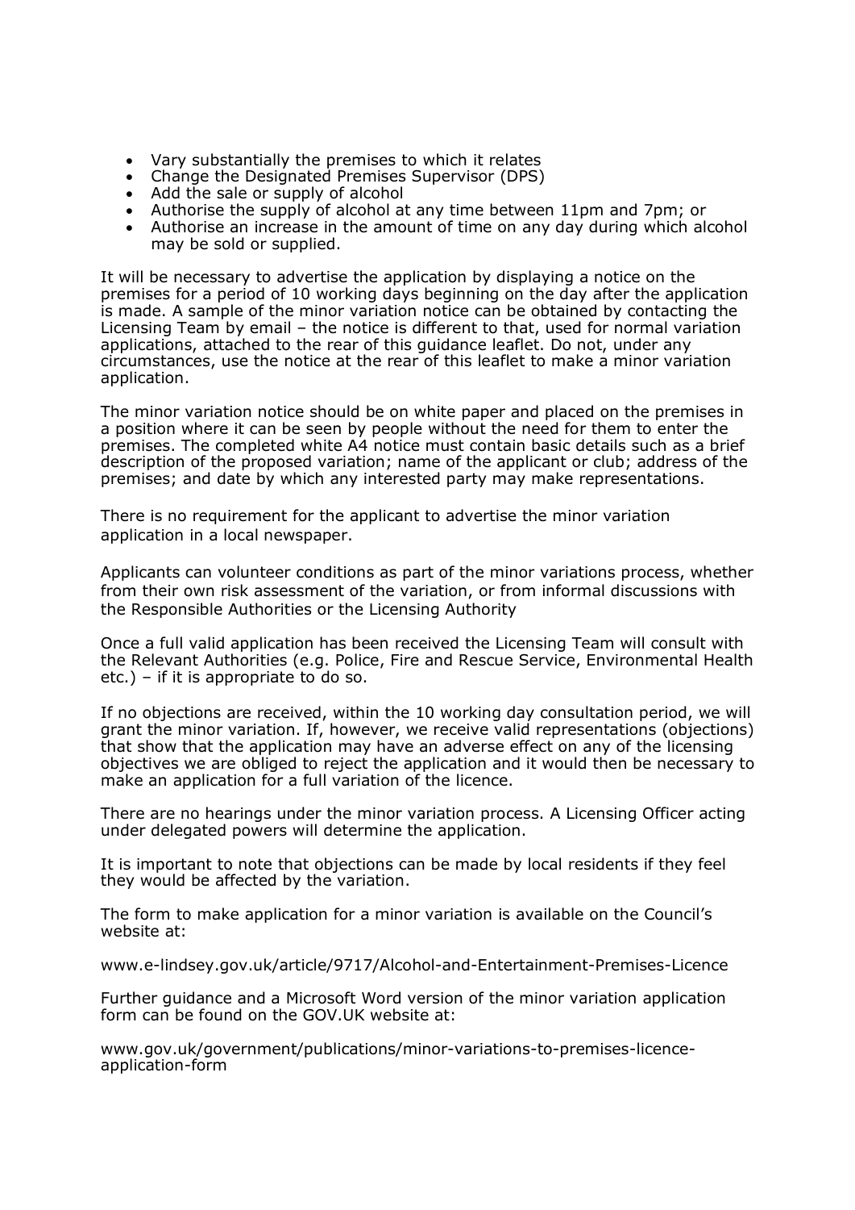- Vary substantially the premises to which it relates
- Change the Designated Premises Supervisor (DPS)
- Add the sale or supply of alcohol
- Authorise the supply of alcohol at any time between 11pm and 7pm; or
- Authorise an increase in the amount of time on any day during which alcohol may be sold or supplied.

It will be necessary to advertise the application by displaying a notice on the premises for a period of 10 working days beginning on the day after the application is made. A sample of the minor variation notice can be obtained by contacting the Licensing Team by email – the notice is different to that, used for normal variation applications, attached to the rear of this guidance leaflet. Do not, under any circumstances, use the notice at the rear of this leaflet to make a minor variation application.

The minor variation notice should be on white paper and placed on the premises in a position where it can be seen by people without the need for them to enter the premises. The completed white A4 notice must contain basic details such as a brief description of the proposed variation; name of the applicant or club; address of the premises; and date by which any interested party may make representations.

There is no requirement for the applicant to advertise the minor variation application in a local newspaper.

Applicants can volunteer conditions as part of the minor variations process, whether from their own risk assessment of the variation, or from informal discussions with the Responsible Authorities or the Licensing Authority

Once a full valid application has been received the Licensing Team will consult with the Relevant Authorities (e.g. Police, Fire and Rescue Service, Environmental Health etc.) – if it is appropriate to do so.

If no objections are received, within the 10 working day consultation period, we will grant the minor variation. If, however, we receive valid representations (objections) that show that the application may have an adverse effect on any of the licensing objectives we are obliged to reject the application and it would then be necessary to make an application for a full variation of the licence.

There are no hearings under the minor variation process. A Licensing Officer acting under delegated powers will determine the application.

It is important to note that objections can be made by local residents if they feel they would be affected by the variation.

The form to make application for a minor variation is available on the Council's website at:

www.e-lindsey.gov.uk/article/9717/Alcohol-and-Entertainment-Premises-Licence

Further guidance and a Microsoft Word version of the minor variation application form can be found on the GOV.UK website at:

www.gov.uk/government/publications/minor-variations-to-premises-licence-application-form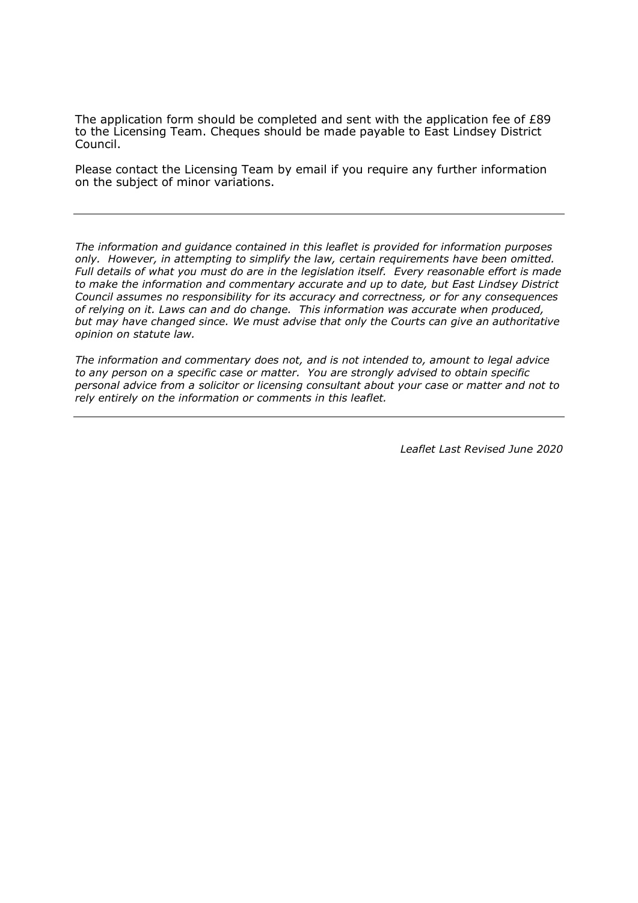The application form should be completed and sent with the application fee of £89 to the Licensing Team. Cheques should be made payable to East Lindsey District Council.

Please contact the Licensing Team by email if you require any further information on the subject of minor variations.

---

*The information and guidance contained in this leaflet is provided for information purposes only. However, in attempting to simplify the law, certain requirements have been omitted. Full details of what you must do are in the legislation itself. Every reasonable effort is made to make the information and commentary accurate and up to date, but East Lindsey District Council assumes no responsibility for its accuracy and correctness, or for any consequences of relying on it. Laws can and do change. This information was accurate when produced, but may have changed since. We must advise that only the Courts can give an authoritative opinion on statute law.*

*The information and commentary does not, and is not intended to, amount to legal advice to any person on a specific case or matter. You are strongly advised to obtain specific personal advice from a solicitor or licensing consultant about your case or matter and not to rely entirely on the information or comments in this leaflet.*

---

*Leaflet Last Revised June 2020*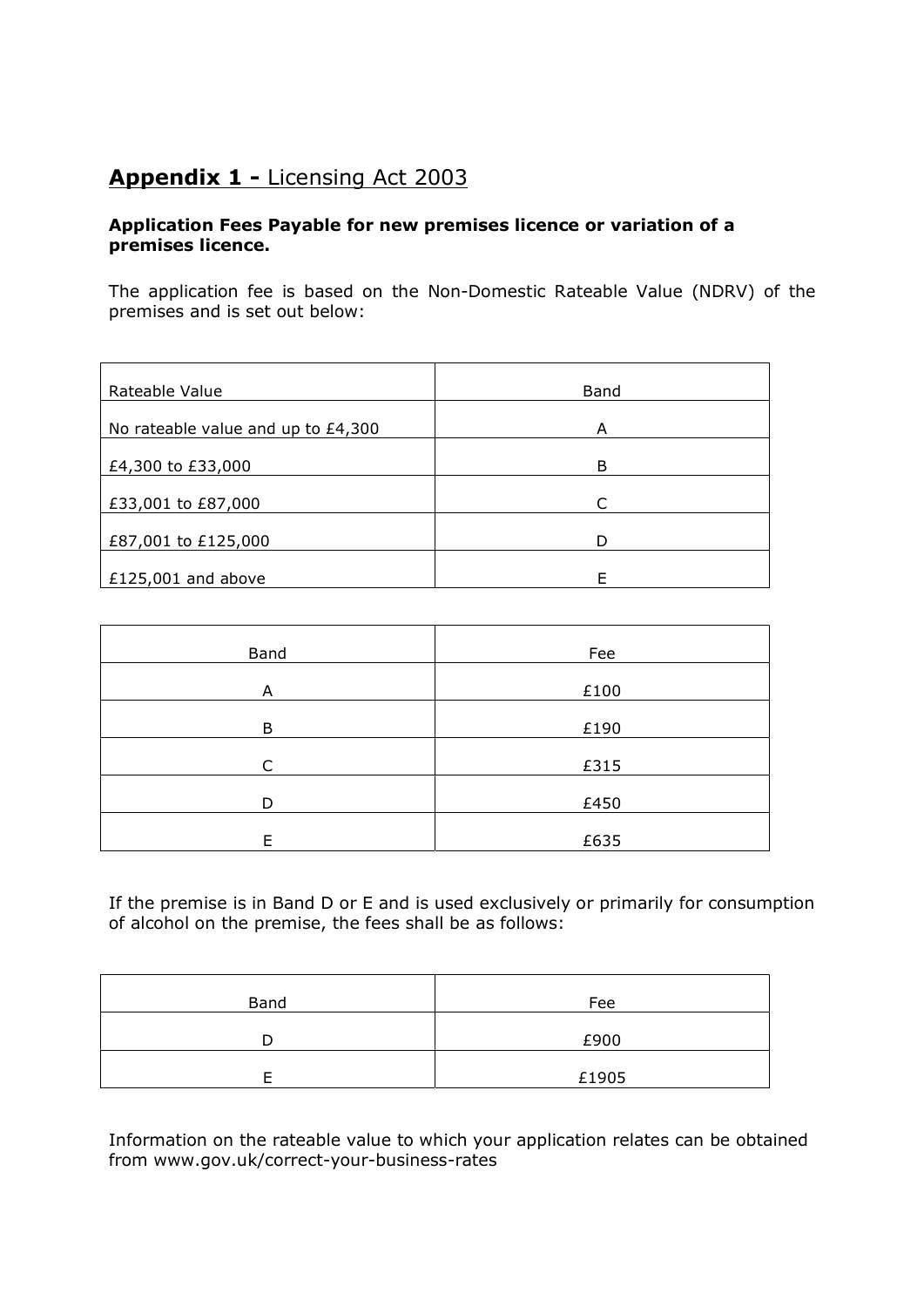## **Appendix 1 -** Licensing Act 2003

**Application Fees Payable for new premises licence or variation of a premises licence.**

The application fee is based on the Non-Domestic Rateable Value (NDRV) of the premises and is set out below:

| Rateable Value | Band |
|---|---|
| No rateable value and up to £4,300 | A |
| £4,300 to £33,000 | B |
| £33,001 to £87,000 | C |
| £87,001 to £125,000 | D |
| £125,001 and above | E |

| Band | Fee |
|---|---|
| A | £100 |
| B | £190 |
| C | £315 |
| D | £450 |
| E | £635 |

If the premise is in Band D or E and is used exclusively or primarily for consumption of alcohol on the premise, the fees shall be as follows:

| Band | Fee |
|---|---|
| D | £900 |
| E | £1905 |

Information on the rateable value to which your application relates can be obtained from www.gov.uk/correct-your-business-rates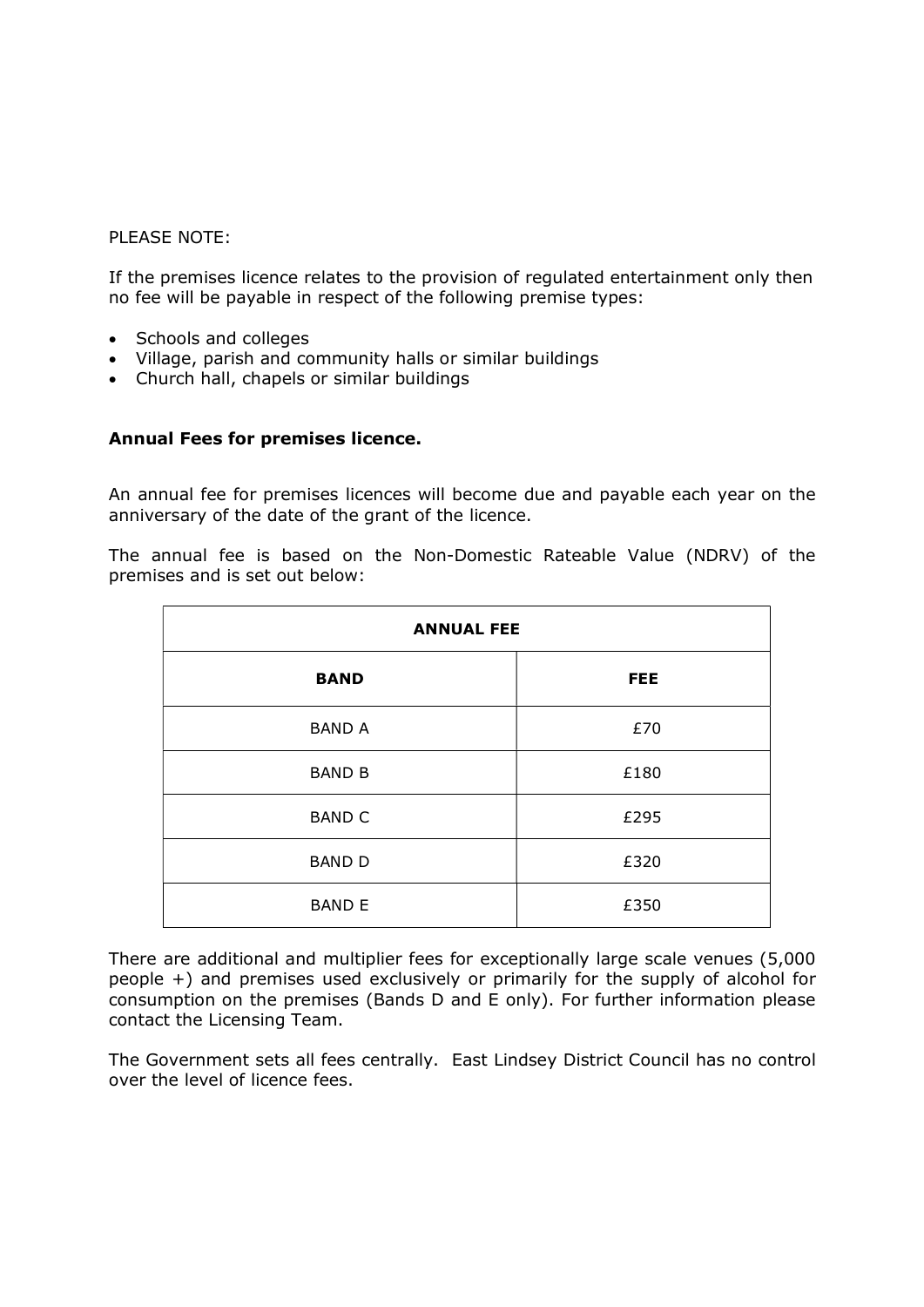PLEASE NOTE:

If the premises licence relates to the provision of regulated entertainment only then no fee will be payable in respect of the following premise types:

- Schools and colleges
- Village, parish and community halls or similar buildings
- Church hall, chapels or similar buildings

**Annual Fees for premises licence.**

An annual fee for premises licences will become due and payable each year on the anniversary of the date of the grant of the licence.

The annual fee is based on the Non-Domestic Rateable Value (NDRV) of the premises and is set out below:

| **ANNUAL FEE** | |
|---|---|
| **BAND** | **FEE** |
| BAND A | £70 |
| BAND B | £180 |
| BAND C | £295 |
| BAND D | £320 |
| BAND E | £350 |

There are additional and multiplier fees for exceptionally large scale venues (5,000 people +) and premises used exclusively or primarily for the supply of alcohol for consumption on the premises (Bands D and E only). For further information please contact the Licensing Team.

The Government sets all fees centrally. East Lindsey District Council has no control over the level of licence fees.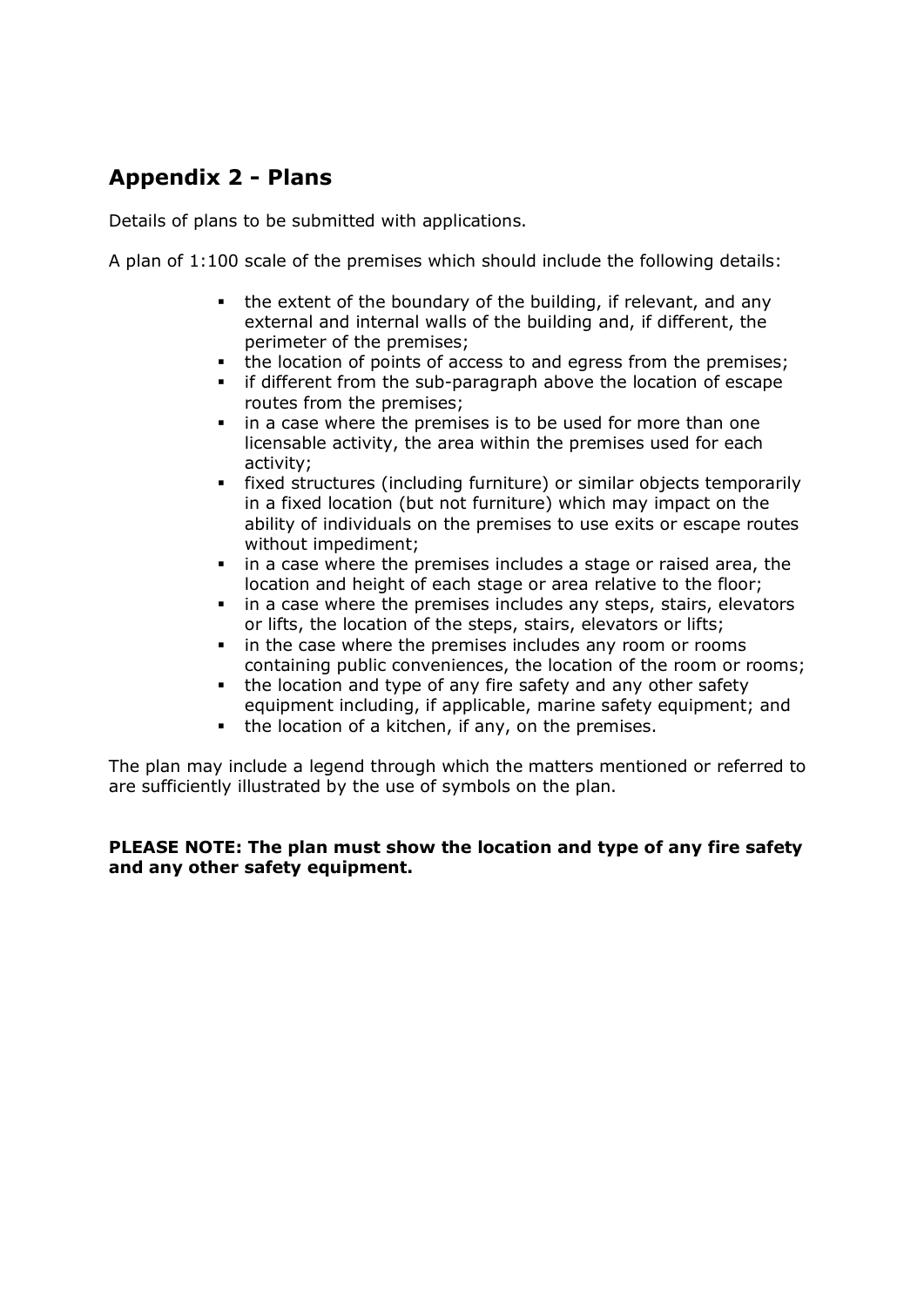## Appendix 2 - Plans

Details of plans to be submitted with applications.

A plan of 1:100 scale of the premises which should include the following details:

- the extent of the boundary of the building, if relevant, and any external and internal walls of the building and, if different, the perimeter of the premises;
- the location of points of access to and egress from the premises;
- if different from the sub-paragraph above the location of escape routes from the premises;
- in a case where the premises is to be used for more than one licensable activity, the area within the premises used for each activity;
- fixed structures (including furniture) or similar objects temporarily in a fixed location (but not furniture) which may impact on the ability of individuals on the premises to use exits or escape routes without impediment;
- in a case where the premises includes a stage or raised area, the location and height of each stage or area relative to the floor;
- in a case where the premises includes any steps, stairs, elevators or lifts, the location of the steps, stairs, elevators or lifts;
- in the case where the premises includes any room or rooms containing public conveniences, the location of the room or rooms;
- the location and type of any fire safety and any other safety equipment including, if applicable, marine safety equipment; and
- the location of a kitchen, if any, on the premises.

The plan may include a legend through which the matters mentioned or referred to are sufficiently illustrated by the use of symbols on the plan.

**PLEASE NOTE: The plan must show the location and type of any fire safety and any other safety equipment.**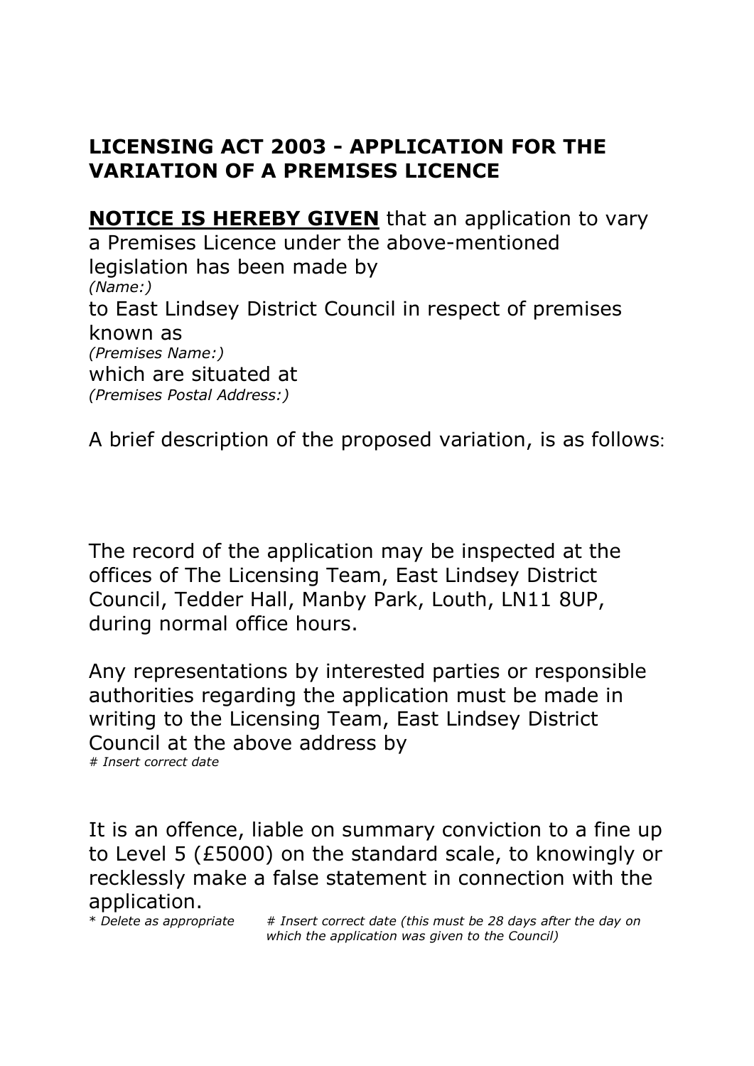# LICENSING ACT 2003 - APPLICATION FOR THE VARIATION OF A PREMISES LICENCE

**NOTICE IS HEREBY GIVEN** that an application to vary a Premises Licence under the above-mentioned legislation has been made by

*(Name:)*

to East Lindsey District Council in respect of premises known as

*(Premises Name:)*

which are situated at

*(Premises Postal Address:)*

A brief description of the proposed variation, is as follows:

The record of the application may be inspected at the offices of The Licensing Team, East Lindsey District Council, Tedder Hall, Manby Park, Louth, LN11 8UP, during normal office hours.

Any representations by interested parties or responsible authorities regarding the application must be made in writing to the Licensing Team, East Lindsey District Council at the above address by

*# Insert correct date*

It is an offence, liable on summary conviction to a fine up to Level 5 (£5000) on the standard scale, to knowingly or recklessly make a false statement in connection with the application.

*\* Delete as appropriate*

*# Insert correct date (this must be 28 days after the day on which the application was given to the Council)*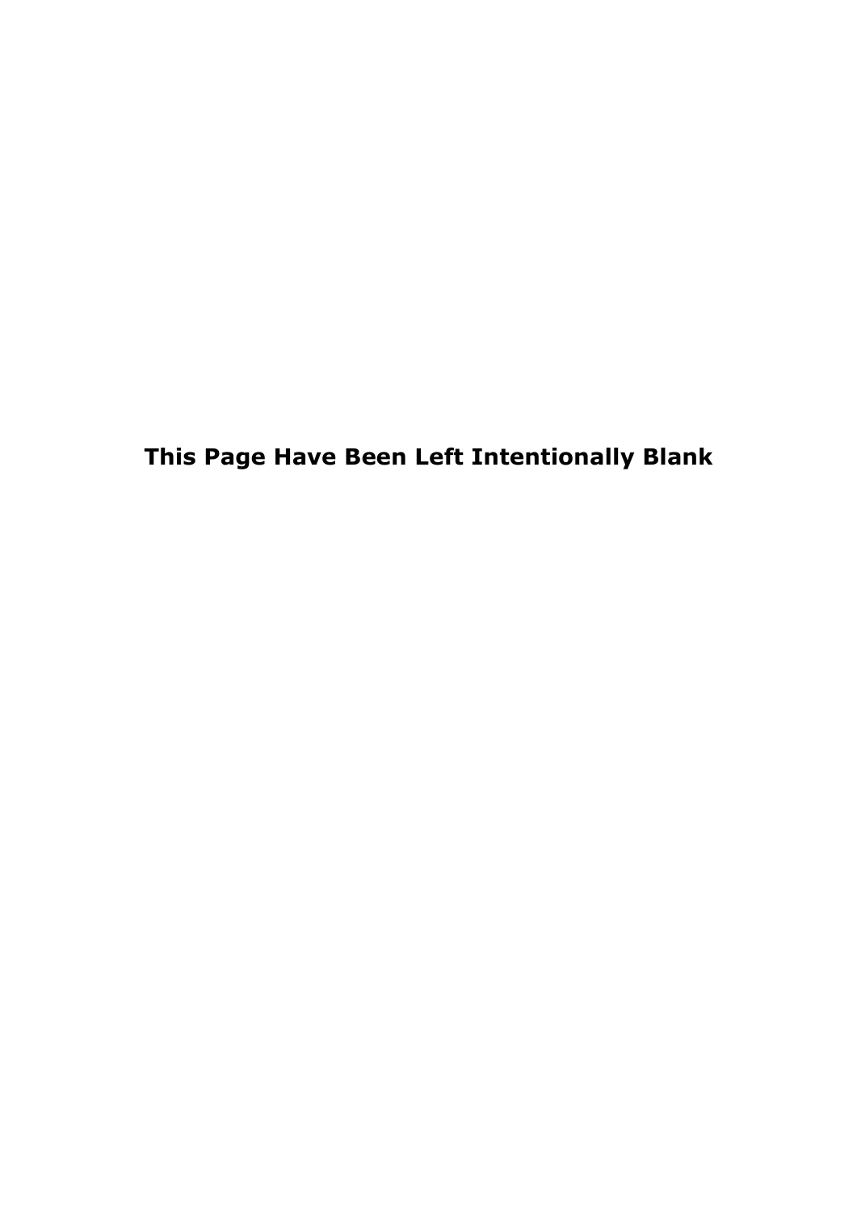**This Page Have Been Left Intentionally Blank**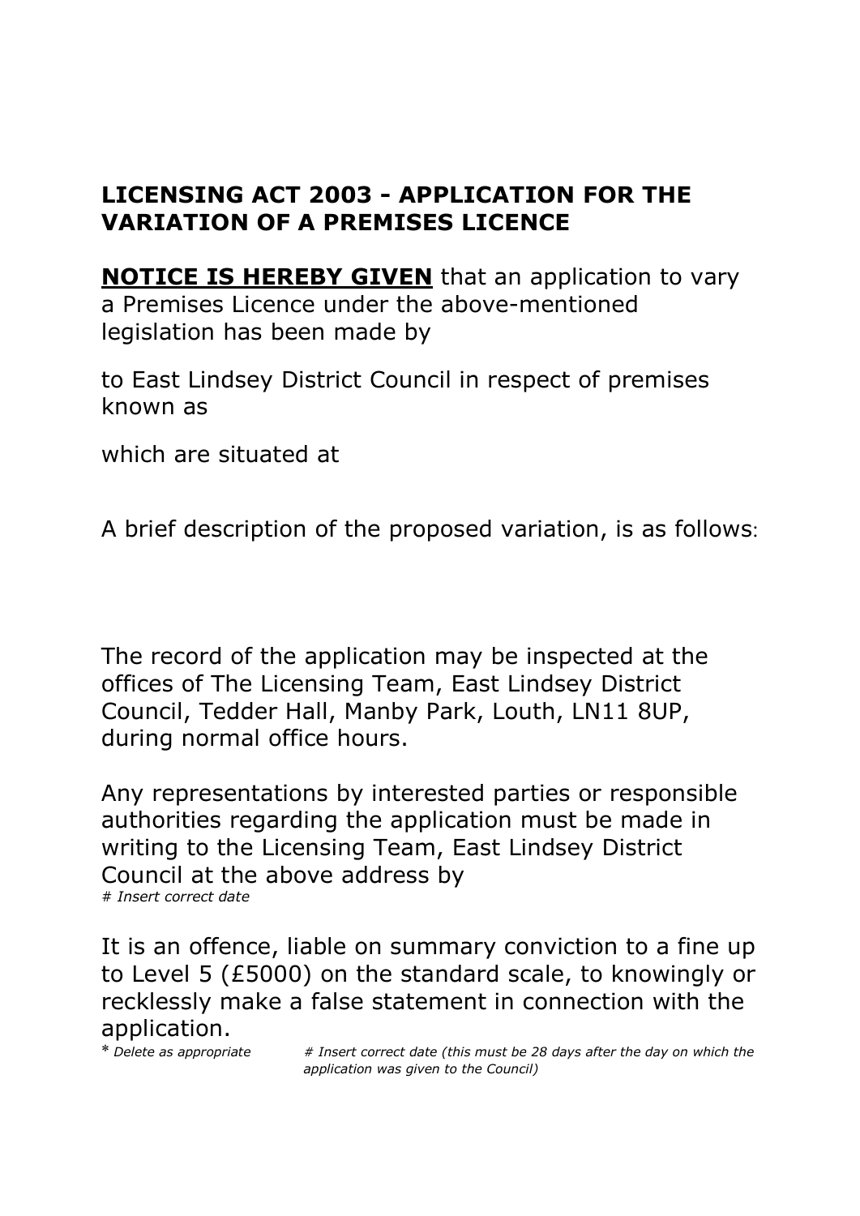## LICENSING ACT 2003 - APPLICATION FOR THE VARIATION OF A PREMISES LICENCE

**<u>NOTICE IS HEREBY GIVEN</u>** that an application to vary a Premises Licence under the above-mentioned legislation has been made by

to East Lindsey District Council in respect of premises known as

which are situated at

A brief description of the proposed variation, is as follows:

The record of the application may be inspected at the offices of The Licensing Team, East Lindsey District Council, Tedder Hall, Manby Park, Louth, LN11 8UP, during normal office hours.

Any representations by interested parties or responsible authorities regarding the application must be made in writing to the Licensing Team, East Lindsey District Council at the above address by
*# Insert correct date*

It is an offence, liable on summary conviction to a fine up to Level 5 (£5000) on the standard scale, to knowingly or recklessly make a false statement in connection with the application.

\* *Delete as appropriate* *# Insert correct date (this must be 28 days after the day on which the application was given to the Council)*